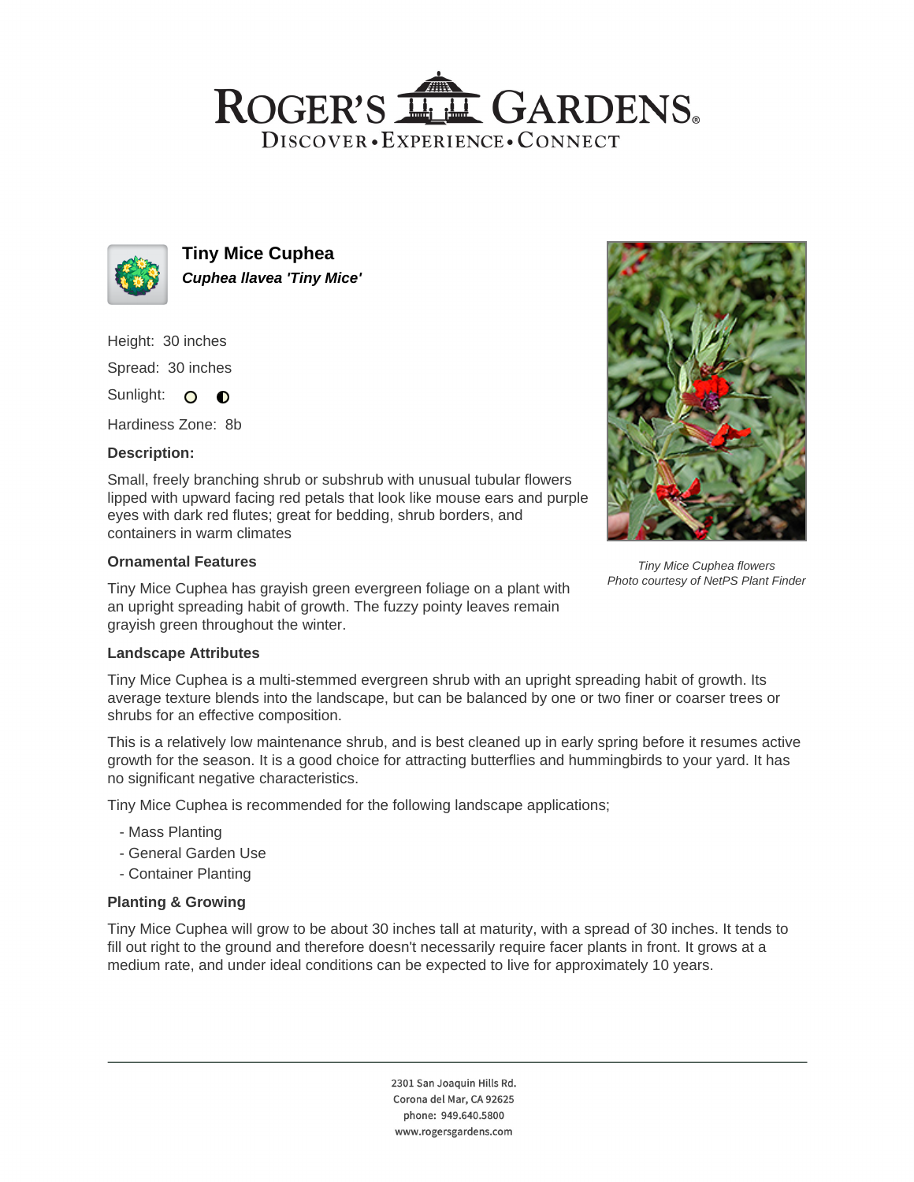# Roger's Gardens

Discover • Experience • Connect

## Tiny Mice Cuphea

***Cuphea llavea 'Tiny Mice'***

Height: 30 inches

Spread: 30 inches

Sunlight:

Hardiness Zone: 8b

### Description:

Small, freely branching shrub or subshrub with unusual tubular flowers lipped with upward facing red petals that look like mouse ears and purple eyes with dark red flutes; great for bedding, shrub borders, and containers in warm climates

### Ornamental Features

Tiny Mice Cuphea has grayish green evergreen foliage on a plant with an upright spreading habit of growth. The fuzzy pointy leaves remain grayish green throughout the winter.

*Tiny Mice Cuphea flowers*
*Photo courtesy of NetPS Plant Finder*

### Landscape Attributes

Tiny Mice Cuphea is a multi-stemmed evergreen shrub with an upright spreading habit of growth. Its average texture blends into the landscape, but can be balanced by one or two finer or coarser trees or shrubs for an effective composition.

This is a relatively low maintenance shrub, and is best cleaned up in early spring before it resumes active growth for the season. It is a good choice for attracting butterflies and hummingbirds to your yard. It has no significant negative characteristics.

Tiny Mice Cuphea is recommended for the following landscape applications;

- Mass Planting
- General Garden Use
- Container Planting

### Planting & Growing

Tiny Mice Cuphea will grow to be about 30 inches tall at maturity, with a spread of 30 inches. It tends to fill out right to the ground and therefore doesn't necessarily require facer plants in front. It grows at a medium rate, and under ideal conditions can be expected to live for approximately 10 years.

2301 San Joaquin Hills Rd.
Corona del Mar, CA 92625
phone: 949.640.5800
www.rogersgardens.com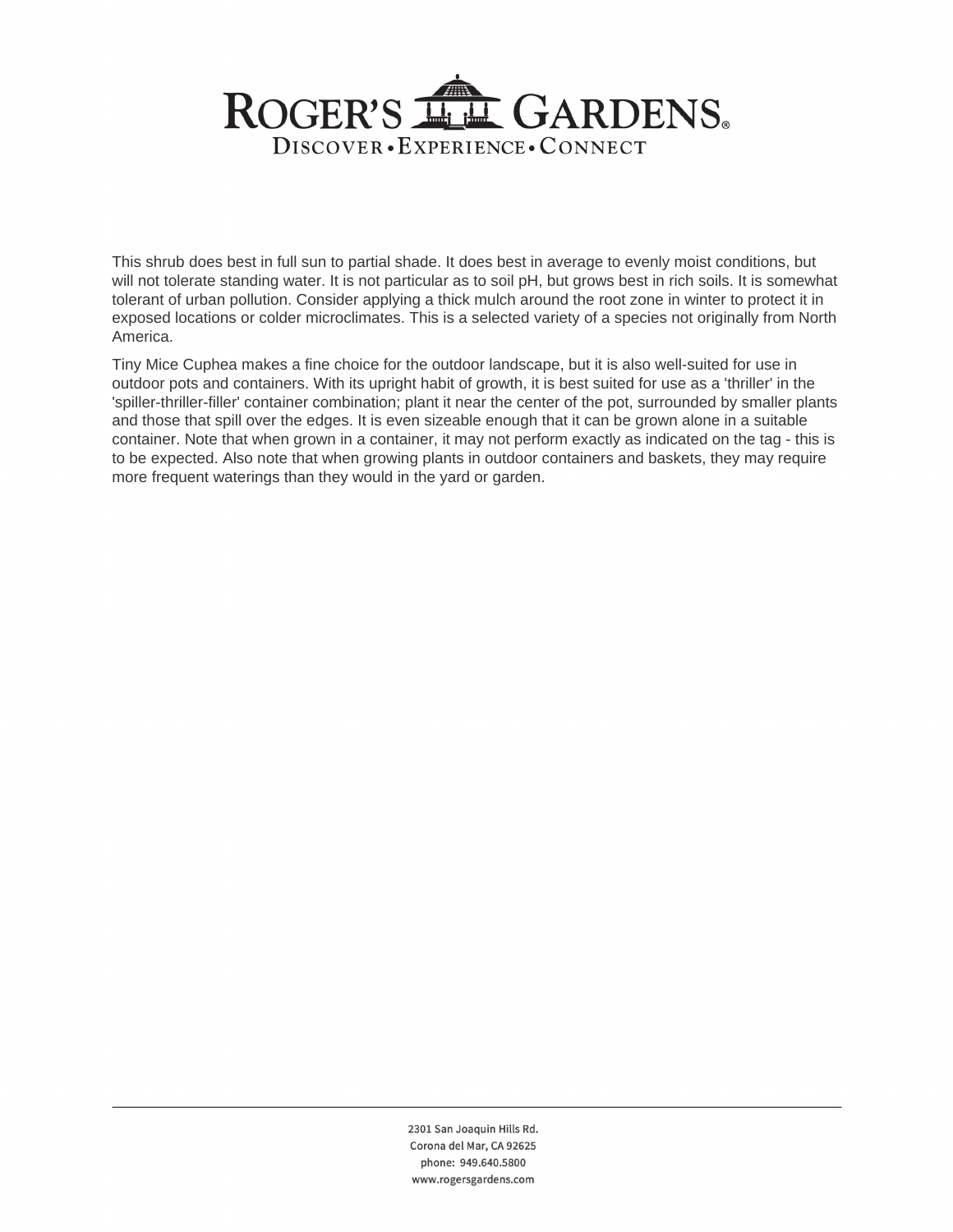This shrub does best in full sun to partial shade. It does best in average to evenly moist conditions, but will not tolerate standing water. It is not particular as to soil pH, but grows best in rich soils. It is somewhat tolerant of urban pollution. Consider applying a thick mulch around the root zone in winter to protect it in exposed locations or colder microclimates. This is a selected variety of a species not originally from North America.

Tiny Mice Cuphea makes a fine choice for the outdoor landscape, but it is also well-suited for use in outdoor pots and containers. With its upright habit of growth, it is best suited for use as a 'thriller' in the 'spiller-thriller-filler' container combination; plant it near the center of the pot, surrounded by smaller plants and those that spill over the edges. It is even sizeable enough that it can be grown alone in a suitable container. Note that when grown in a container, it may not perform exactly as indicated on the tag - this is to be expected. Also note that when growing plants in outdoor containers and baskets, they may require more frequent waterings than they would in the yard or garden.